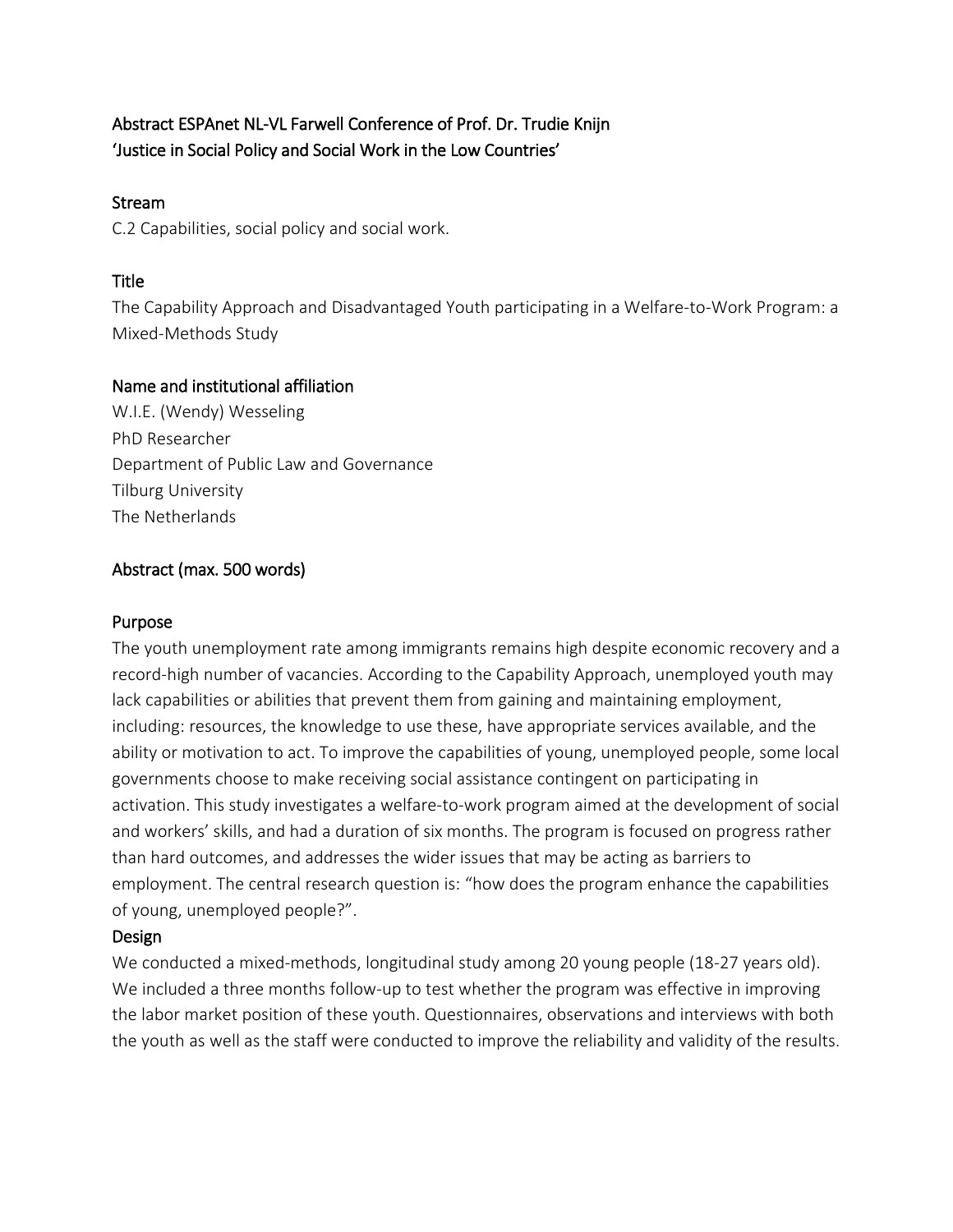Abstract ESPAnet NL-VL Farwell Conference of Prof. Dr. Trudie Knijn
'Justice in Social Policy and Social Work in the Low Countries'

## Stream

C.2 Capabilities, social policy and social work.

## Title

The Capability Approach and Disadvantaged Youth participating in a Welfare-to-Work Program: a Mixed-Methods Study

## Name and institutional affiliation

W.I.E. (Wendy) Wesseling
PhD Researcher
Department of Public Law and Governance
Tilburg University
The Netherlands

## Abstract (max. 500 words)

### Purpose

The youth unemployment rate among immigrants remains high despite economic recovery and a record-high number of vacancies. According to the Capability Approach, unemployed youth may lack capabilities or abilities that prevent them from gaining and maintaining employment, including: resources, the knowledge to use these, have appropriate services available, and the ability or motivation to act. To improve the capabilities of young, unemployed people, some local governments choose to make receiving social assistance contingent on participating in activation. This study investigates a welfare-to-work program aimed at the development of social and workers' skills, and had a duration of six months. The program is focused on progress rather than hard outcomes, and addresses the wider issues that may be acting as barriers to employment. The central research question is: "how does the program enhance the capabilities of young, unemployed people?".

### Design

We conducted a mixed-methods, longitudinal study among 20 young people (18-27 years old). We included a three months follow-up to test whether the program was effective in improving the labor market position of these youth. Questionnaires, observations and interviews with both the youth as well as the staff were conducted to improve the reliability and validity of the results.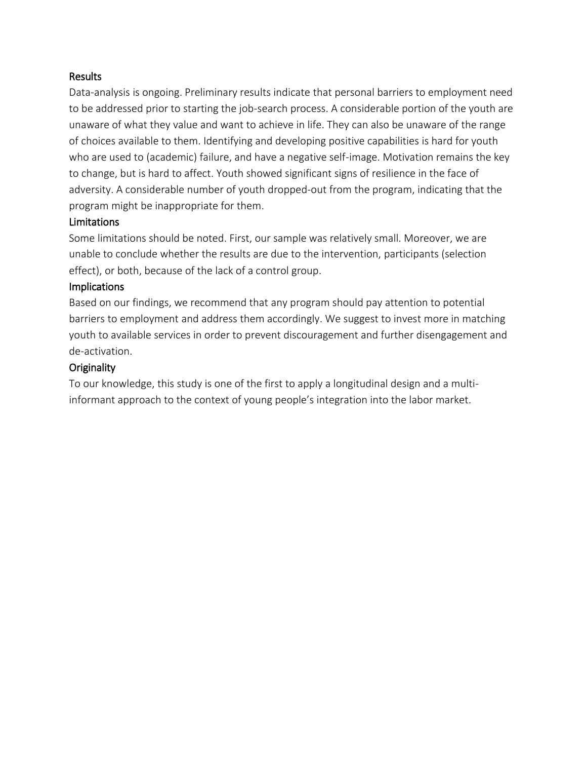## Results

Data-analysis is ongoing. Preliminary results indicate that personal barriers to employment need to be addressed prior to starting the job-search process. A considerable portion of the youth are unaware of what they value and want to achieve in life. They can also be unaware of the range of choices available to them. Identifying and developing positive capabilities is hard for youth who are used to (academic) failure, and have a negative self-image. Motivation remains the key to change, but is hard to affect. Youth showed significant signs of resilience in the face of adversity. A considerable number of youth dropped-out from the program, indicating that the program might be inappropriate for them.

## Limitations

Some limitations should be noted. First, our sample was relatively small. Moreover, we are unable to conclude whether the results are due to the intervention, participants (selection effect), or both, because of the lack of a control group.

## Implications

Based on our findings, we recommend that any program should pay attention to potential barriers to employment and address them accordingly. We suggest to invest more in matching youth to available services in order to prevent discouragement and further disengagement and de-activation.

## Originality

To our knowledge, this study is one of the first to apply a longitudinal design and a multi-informant approach to the context of young people's integration into the labor market.